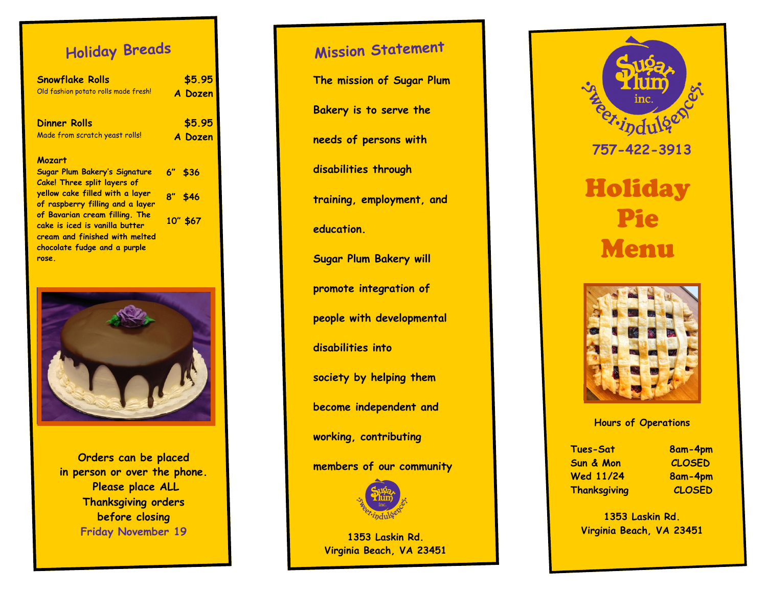## Holiday Breads

| Item | Price |
|---|---|
| **Snowflake Rolls**<br>Old fashion potato rolls made fresh! | $5.95 A Dozen |
| **Dinner Rolls**<br>Made from scratch yeast rolls! | $5.95 A Dozen |

**Mozart**

Sugar Plum Bakery's Signature Cake! Three split layers of yellow cake filled with a layer of raspberry filling and a layer of Bavarian cream filling. The cake is iced is vanilla butter cream and finished with melted chocolate fudge and a purple rose.

| Size | Price |
|---|---|
| 6" | $36 |
| 8" | $46 |
| 10" | $67 |

Orders can be placed in person or over the phone. Please place ALL Thanksgiving orders before closing **Friday November 19**

## Mission Statement

The mission of Sugar Plum Bakery is to serve the needs of persons with disabilities through training, employment, and education.

Sugar Plum Bakery will promote integration of people with developmental disabilities into society by helping them become independent and working, contributing members of our community

Sugar Plum inc. sweet·indulgences

1353 Laskin Rd.
Virginia Beach, VA 23451

Sugar Plum inc. sweet·indulgences

757-422-3913

# Holiday Pie Menu

Hours of Operations

| Day | Hours |
|---|---|
| Tues-Sat | 8am-4pm |
| Sun & Mon | CLOSED |
| Wed 11/24 | 8am-4pm |
| Thanksgiving | CLOSED |

1353 Laskin Rd.
Virginia Beach, VA 23451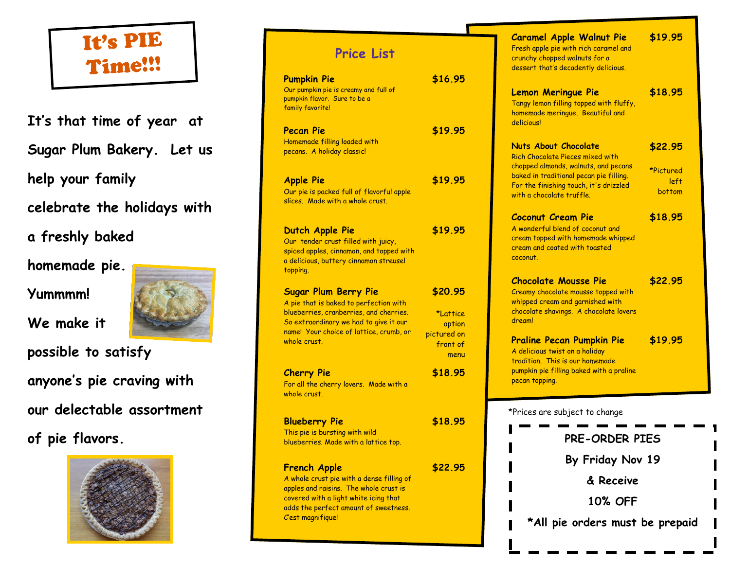# It's PIE Time!!!

**It's that time of year at Sugar Plum Bakery. Let us help your family celebrate the holidays with a freshly baked homemade pie. Yummmm! We make it possible to satisfy anyone's pie craving with our delectable assortment of pie flavors.**

## Price List

**Pumpkin Pie** — **$16.95**
Our pumpkin pie is creamy and full of pumpkin flavor. Sure to be a family favorite!

**Pecan Pie** — **$19.95**
Homemade filling loaded with pecans. A holiday classic!

**Apple Pie** — **$19.95**
Our pie is packed full of flavorful apple slices. Made with a whole crust.

**Dutch Apple Pie** — **$19.95**
Our tender crust filled with juicy, spiced apples, cinnamon, and topped with a delicious, buttery cinnamon streusel topping.

**Sugar Plum Berry Pie** — **$20.95**
A pie that is baked to perfection with blueberries, cranberries, and cherries. So extraordinary we had to give it our name! Your choice of lattice, crumb, or whole crust.
*Lattice option pictured on front of menu

**Cherry Pie** — **$18.95**
For all the cherry lovers. Made with a whole crust.

**Blueberry Pie** — **$18.95**
This pie is bursting with wild blueberries. Made with a lattice top.

**French Apple** — **$22.95**
A whole crust pie with a dense filling of apples and raisins. The whole crust is covered with a light white icing that adds the perfect amount of sweetness. C'est magnifique!

**Caramel Apple Walnut Pie** — **$19.95**
Fresh apple pie with rich caramel and crunchy chopped walnuts for a dessert that's decadently delicious.

**Lemon Meringue Pie** — **$18.95**
Tangy lemon filling topped with fluffy, homemade meringue. Beautiful and delicious!

**Nuts About Chocolate** — **$22.95**
Rich Chocolate Pieces mixed with chopped almonds, walnuts, and pecans baked in traditional pecan pie filling. For the finishing touch, it's drizzled with a chocolate truffle.
*Pictured left bottom

**Coconut Cream Pie** — **$18.95**
A wonderful blend of coconut and cream topped with homemade whipped cream and coated with toasted coconut.

**Chocolate Mousse Pie** — **$22.95**
Creamy chocolate mousse topped with whipped cream and garnished with chocolate shavings. A chocolate lovers dream!

**Praline Pecan Pumpkin Pie** — **$19.95**
A delicious twist on a holiday tradition. This is our homemade pumpkin pie filling baked with a praline pecan topping.

*Prices are subject to change

**PRE-ORDER PIES**

**By Friday Nov 19**

**& Receive**

**10% OFF**

***All pie orders must be prepaid**